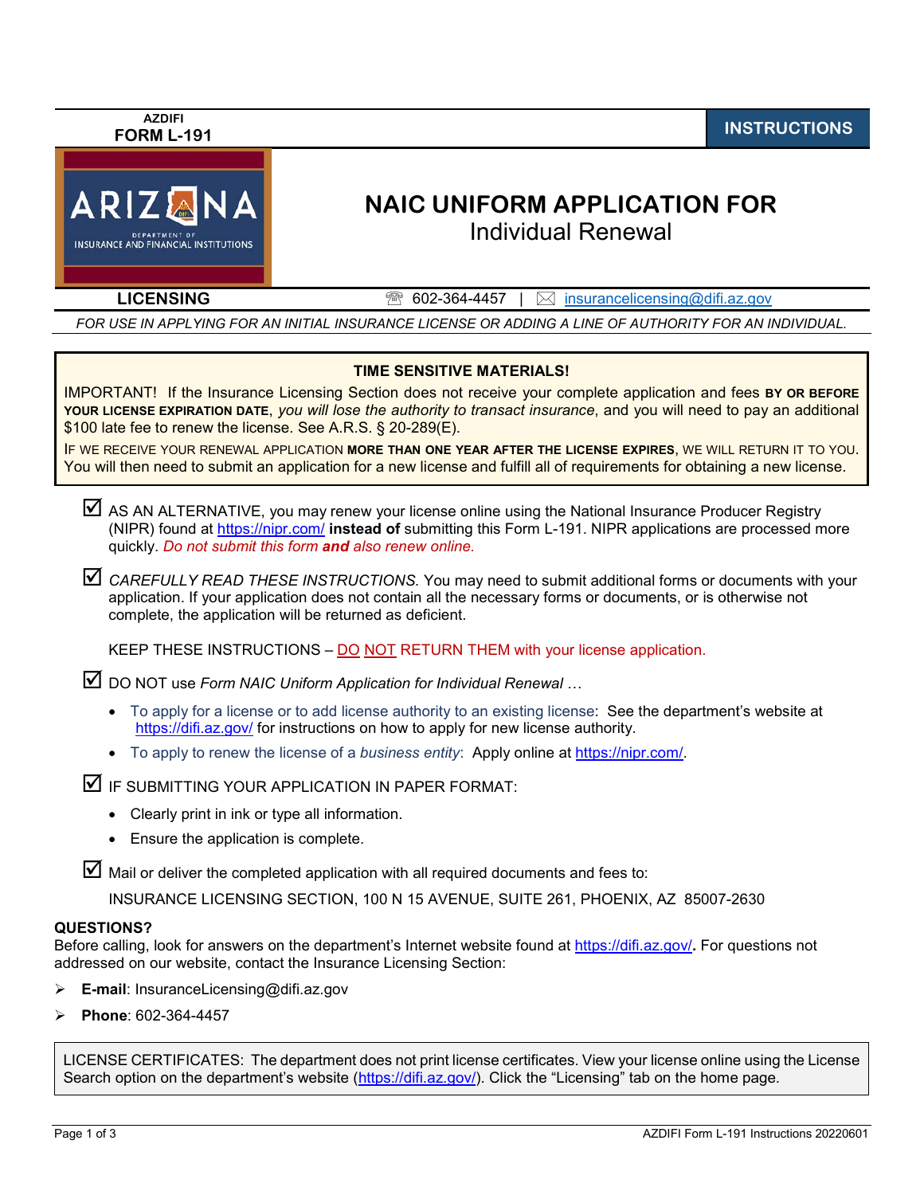AZDIFI
**FORM L-191**

**INSTRUCTIONS**

# NAIC UNIFORM APPLICATION FOR
## Individual Renewal

**LICENSING** ☎ 602-364-4457 | ✉ insurancelicensing@difi.az.gov

*FOR USE IN APPLYING FOR AN INITIAL INSURANCE LICENSE OR ADDING A LINE OF AUTHORITY FOR AN INDIVIDUAL.*

---

**TIME SENSITIVE MATERIALS!**

IMPORTANT! If the Insurance Licensing Section does not receive your complete application and fees **BY OR BEFORE YOUR LICENSE EXPIRATION DATE**, *you will lose the authority to transact insurance*, and you will need to pay an additional $100 late fee to renew the license. See A.R.S. § 20-289(E).

IF WE RECEIVE YOUR RENEWAL APPLICATION **MORE THAN ONE YEAR AFTER THE LICENSE EXPIRES**, WE WILL RETURN IT TO YOU. You will then need to submit an application for a new license and fulfill all of requirements for obtaining a new license.

---

☑ AS AN ALTERNATIVE, you may renew your license online using the National Insurance Producer Registry (NIPR) found at https://nipr.com/ **instead of** submitting this Form L-191. NIPR applications are processed more quickly. *Do not submit this form **and** also renew online.*

☑ *CAREFULLY READ THESE INSTRUCTIONS.* You may need to submit additional forms or documents with your application. If your application does not contain all the necessary forms or documents, or is otherwise not complete, the application will be returned as deficient.

KEEP THESE INSTRUCTIONS – DO NOT RETURN THEM with your license application.

☑ DO NOT use *Form NAIC Uniform Application for Individual Renewal* …

- To apply for a license or to add license authority to an existing license: See the department's website at https://difi.az.gov/ for instructions on how to apply for new license authority.
- To apply to renew the license of a *business entity*: Apply online at https://nipr.com/.

☑ IF SUBMITTING YOUR APPLICATION IN PAPER FORMAT:

- Clearly print in ink or type all information.
- Ensure the application is complete.

☑ Mail or deliver the completed application with all required documents and fees to:

INSURANCE LICENSING SECTION, 100 N 15 AVENUE, SUITE 261, PHOENIX, AZ 85007-2630

**QUESTIONS?**

Before calling, look for answers on the department's Internet website found at https://difi.az.gov/**.** For questions not addressed on our website, contact the Insurance Licensing Section:

- **E-mail**: InsuranceLicensing@difi.az.gov
- **Phone**: 602-364-4457

---

LICENSE CERTIFICATES: The department does not print license certificates. View your license online using the License Search option on the department's website (https://difi.az.gov/). Click the "Licensing" tab on the home page.

AZDIFI Form L-191 Instructions 20220601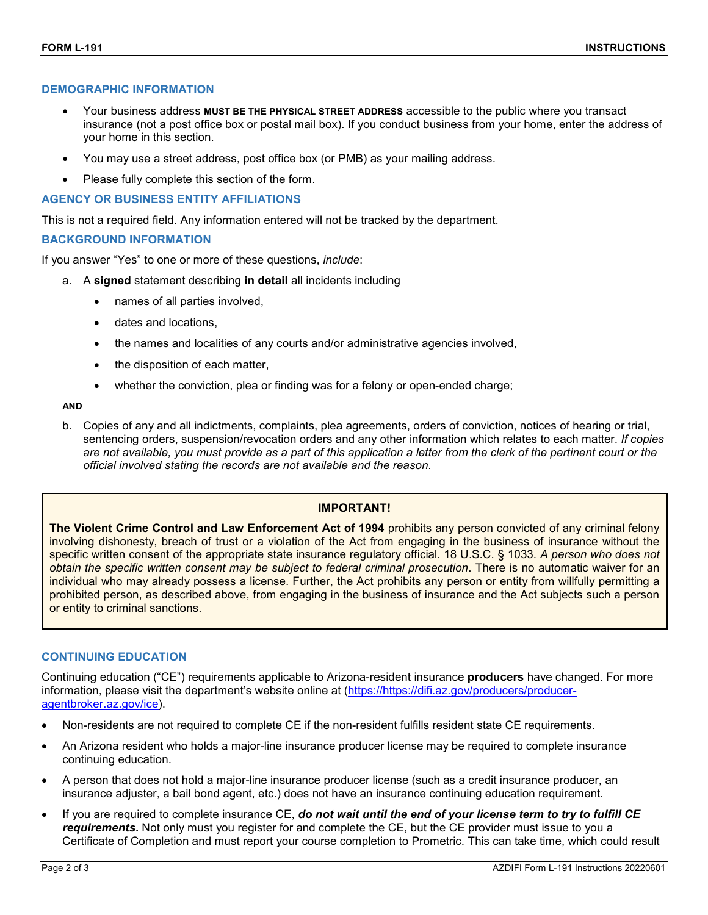## DEMOGRAPHIC INFORMATION

- Your business address **MUST BE THE PHYSICAL STREET ADDRESS** accessible to the public where you transact insurance (not a post office box or postal mail box). If you conduct business from your home, enter the address of your home in this section.
- You may use a street address, post office box (or PMB) as your mailing address.
- Please fully complete this section of the form.

## AGENCY OR BUSINESS ENTITY AFFILIATIONS

This is not a required field. Any information entered will not be tracked by the department.

## BACKGROUND INFORMATION

If you answer "Yes" to one or more of these questions, *include*:

a. A **signed** statement describing **in detail** all incidents including
   - names of all parties involved,
   - dates and locations,
   - the names and localities of any courts and/or administrative agencies involved,
   - the disposition of each matter,
   - whether the conviction, plea or finding was for a felony or open-ended charge;

**AND**

b. Copies of any and all indictments, complaints, plea agreements, orders of conviction, notices of hearing or trial, sentencing orders, suspension/revocation orders and any other information which relates to each matter. *If copies are not available, you must provide as a part of this application a letter from the clerk of the pertinent court or the official involved stating the records are not available and the reason.*

> **IMPORTANT!**
>
> **The Violent Crime Control and Law Enforcement Act of 1994** prohibits any person convicted of any criminal felony involving dishonesty, breach of trust or a violation of the Act from engaging in the business of insurance without the specific written consent of the appropriate state insurance regulatory official. 18 U.S.C. § 1033. *A person who does not obtain the specific written consent may be subject to federal criminal prosecution*. There is no automatic waiver for an individual who may already possess a license. Further, the Act prohibits any person or entity from willfully permitting a prohibited person, as described above, from engaging in the business of insurance and the Act subjects such a person or entity to criminal sanctions.

## CONTINUING EDUCATION

Continuing education ("CE") requirements applicable to Arizona-resident insurance **producers** have changed. For more information, please visit the department's website online at (https://https://difi.az.gov/producers/producer-agentbroker.az.gov/ice).

- Non-residents are not required to complete CE if the non-resident fulfills resident state CE requirements.
- An Arizona resident who holds a major-line insurance producer license may be required to complete insurance continuing education.
- A person that does not hold a major-line insurance producer license (such as a credit insurance producer, an insurance adjuster, a bail bond agent, etc.) does not have an insurance continuing education requirement.
- If you are required to complete insurance CE, ***do not wait until the end of your license term to try to fulfill CE requirements*.** Not only must you register for and complete the CE, but the CE provider must issue to you a Certificate of Completion and must report your course completion to Prometric. This can take time, which could result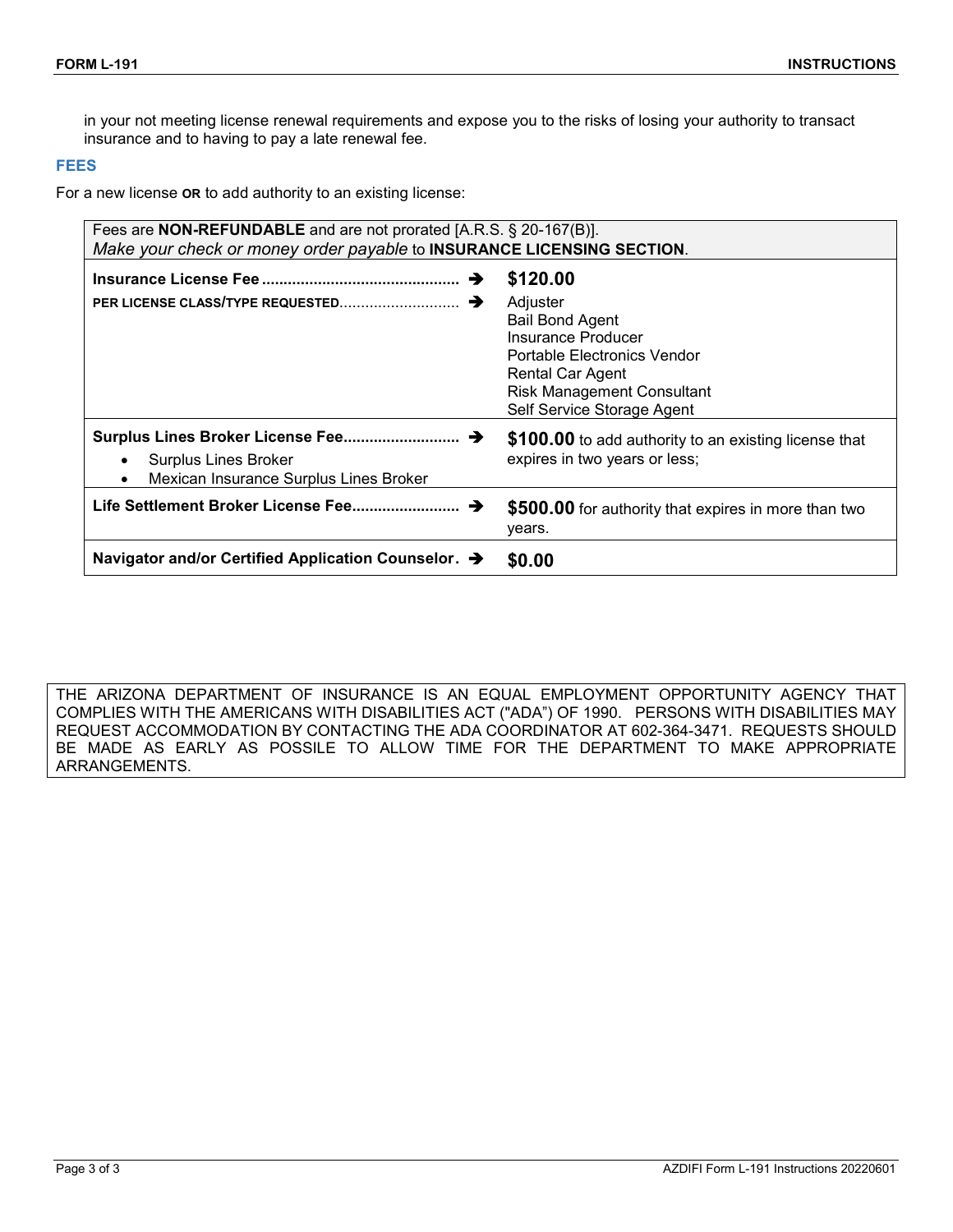in your not meeting license renewal requirements and expose you to the risks of losing your authority to transact insurance and to having to pay a late renewal fee.

## FEES

For a new license **OR** to add authority to an existing license:

| Fees are **NON-REFUNDABLE** and are not prorated [A.R.S. § 20-167(B)]. *Make your check or money order payable* to **INSURANCE LICENSING SECTION**. | |
|---|---|
| **Insurance License Fee** ............................................. ➔<br>**PER LICENSE CLASS/TYPE REQUESTED**........................... ➔ | **$120.00**<br>Adjuster<br>Bail Bond Agent<br>Insurance Producer<br>Portable Electronics Vendor<br>Rental Car Agent<br>Risk Management Consultant<br>Self Service Storage Agent |
| **Surplus Lines Broker License Fee**.......................... ➔<br>• Surplus Lines Broker<br>• Mexican Insurance Surplus Lines Broker | **$100.00** to add authority to an existing license that expires in two years or less; |
| **Life Settlement Broker License Fee**........................ ➔ | **$500.00** for authority that expires in more than two years. |
| **Navigator and/or Certified Application Counselor**. ➔ | **$0.00** |

THE ARIZONA DEPARTMENT OF INSURANCE IS AN EQUAL EMPLOYMENT OPPORTUNITY AGENCY THAT COMPLIES WITH THE AMERICANS WITH DISABILITIES ACT ("ADA") OF 1990. PERSONS WITH DISABILITIES MAY REQUEST ACCOMMODATION BY CONTACTING THE ADA COORDINATOR AT 602-364-3471. REQUESTS SHOULD BE MADE AS EARLY AS POSSILE TO ALLOW TIME FOR THE DEPARTMENT TO MAKE APPROPRIATE ARRANGEMENTS.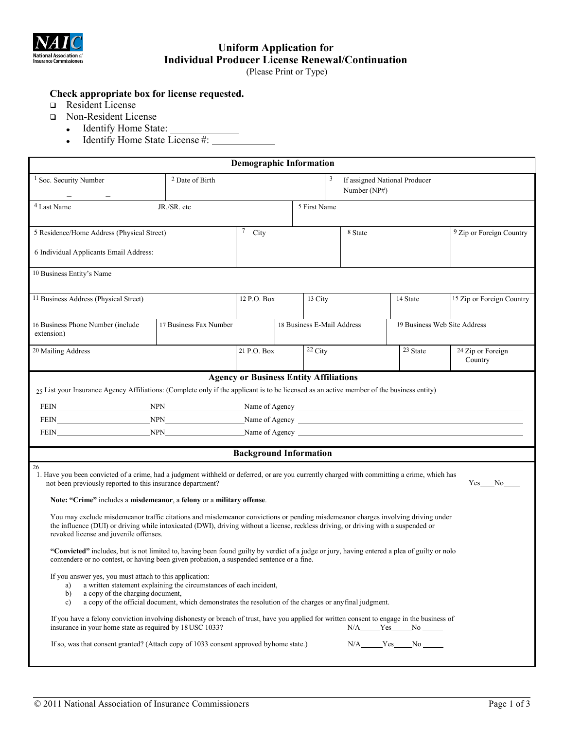# Uniform Application for Individual Producer License Renewal/Continuation

(Please Print or Type)

**Check appropriate box for license requested.**

- ☐ Resident License
- ☐ Non-Resident License
  - Identify Home State: ____________
  - Identify Home State License #: ____________

## Demographic Information

| [1] Soc. Security Number<br>\_ \_ | [2] Date of Birth | [3] If assigned National Producer Number (NP#) | |
|---|---|---|---|
| [4] Last Name JR./SR. etc | | [5] First Name | |
| 5 Residence/Home Address (Physical Street)<br><br>6 Individual Applicants Email Address: | [7] City | [8] State | [9] Zip or Foreign Country |
| [10] Business Entity's Name | | | |

| [11] Business Address (Physical Street) | [12] P.O. Box | [13] City | [14] State | [15] Zip or Foreign Country |
|---|---|---|---|---|
| [16] Business Phone Number (include extension) | [17] Business Fax Number | [18] Business E-Mail Address | [19] Business Web Site Address | |
| [20] Mailing Address | [21] P.O. Box | [22] City | [23] State | [24] Zip or Foreign Country |

## Agency or Business Entity Affiliations

[25] List your Insurance Agency Affiliations: (Complete only if the applicant is to be licensed as an active member of the business entity)

FEIN\_\_\_\_\_\_\_\_\_\_\_\_\_\_ NPN\_\_\_\_\_\_\_\_\_\_\_\_\_\_ Name of Agency \_\_\_\_\_\_\_\_\_\_\_\_\_\_\_\_\_\_\_\_\_\_\_\_\_\_\_\_

FEIN\_\_\_\_\_\_\_\_\_\_\_\_\_\_ NPN\_\_\_\_\_\_\_\_\_\_\_\_\_\_ Name of Agency \_\_\_\_\_\_\_\_\_\_\_\_\_\_\_\_\_\_\_\_\_\_\_\_\_\_\_\_

FEIN\_\_\_\_\_\_\_\_\_\_\_\_\_\_ NPN\_\_\_\_\_\_\_\_\_\_\_\_\_\_ Name of Agency \_\_\_\_\_\_\_\_\_\_\_\_\_\_\_\_\_\_\_\_\_\_\_\_\_\_\_\_

## Background Information

26

1. Have you been convicted of a crime, had a judgment withheld or deferred, or are you currently charged with committing a crime, which has not been previously reported to this insurance department? Yes\_\_\_\_No\_\_\_\_

**Note: "Crime"** includes a **misdemeanor**, a **felony** or a **military offense**.

You may exclude misdemeanor traffic citations and misdemeanor convictions or pending misdemeanor charges involving driving under the influence (DUI) or driving while intoxicated (DWI), driving without a license, reckless driving, or driving with a suspended or revoked license and juvenile offenses.

**"Convicted"** includes, but is not limited to, having been found guilty by verdict of a judge or jury, having entered a plea of guilty or nolo contendere or no contest, or having been given probation, a suspended sentence or a fine.

If you answer yes, you must attach to this application:

a) a written statement explaining the circumstances of each incident,
b) a copy of the charging document,
c) a copy of the official document, which demonstrates the resolution of the charges or any final judgment.

If you have a felony conviction involving dishonesty or breach of trust, have you applied for written consent to engage in the business of insurance in your home state as required by 18 USC 1033? N/A\_\_\_\_\_Yes\_\_\_\_\_No \_\_\_\_\_

If so, was that consent granted? (Attach copy of 1033 consent approved by home state.) N/A\_\_\_\_\_Yes\_\_\_\_\_No \_\_\_\_\_

© 2011 National Association of Insurance Commissioners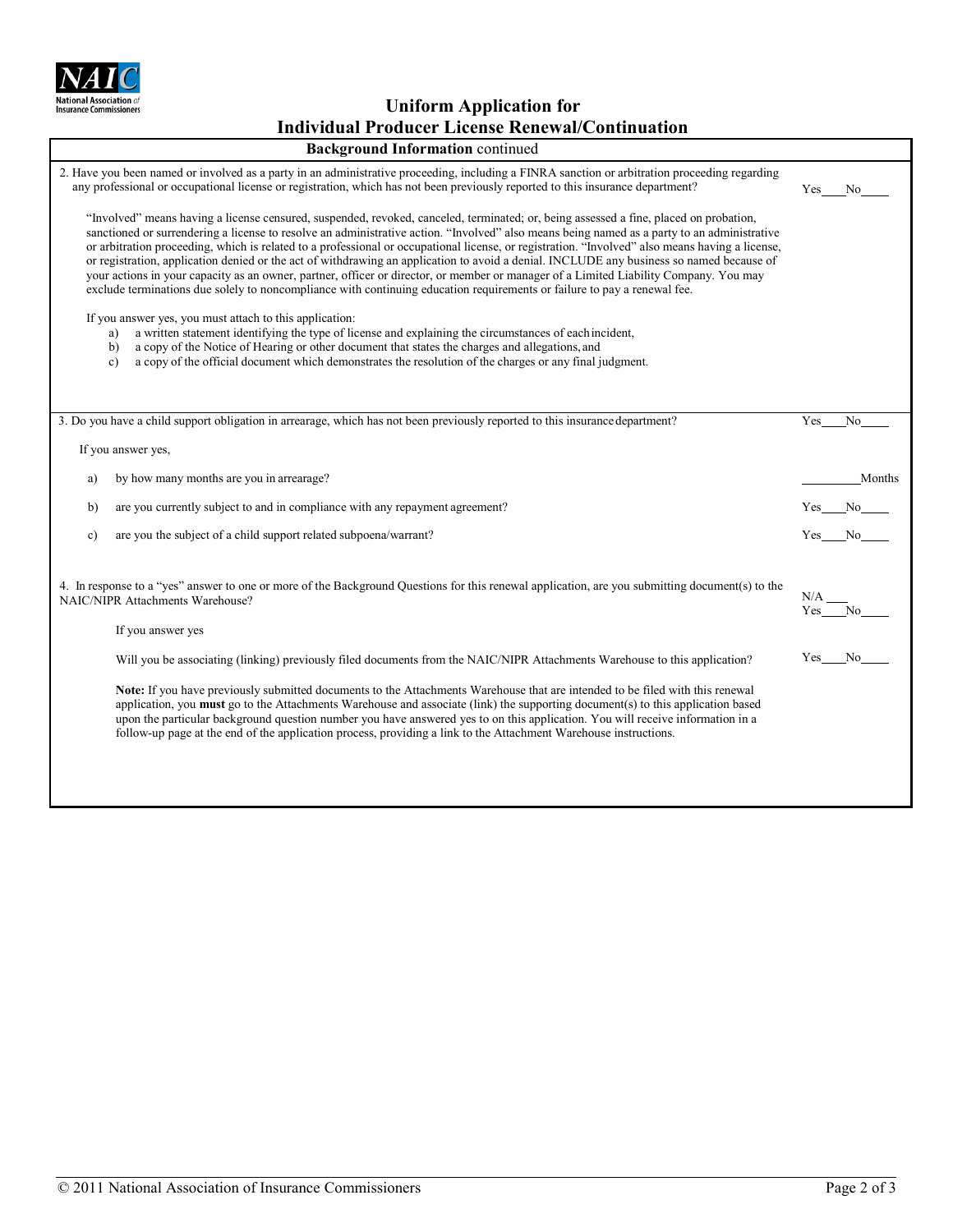# Uniform Application for Individual Producer License Renewal/Continuation

## Background Information continued

2. Have you been named or involved as a party in an administrative proceeding, including a FINRA sanction or arbitration proceeding regarding any professional or occupational license or registration, which has not been previously reported to this insurance department? Yes____ No____

"Involved" means having a license censured, suspended, revoked, canceled, terminated; or, being assessed a fine, placed on probation, sanctioned or surrendering a license to resolve an administrative action. "Involved" also means being named as a party to an administrative or arbitration proceeding, which is related to a professional or occupational license, or registration. "Involved" also means having a license, or registration, application denied or the act of withdrawing an application to avoid a denial. INCLUDE any business so named because of your actions in your capacity as an owner, partner, officer or director, or member or manager of a Limited Liability Company. You may exclude terminations due solely to noncompliance with continuing education requirements or failure to pay a renewal fee.

If you answer yes, you must attach to this application:

a) a written statement identifying the type of license and explaining the circumstances of each incident,
b) a copy of the Notice of Hearing or other document that states the charges and allegations, and
c) a copy of the official document which demonstrates the resolution of the charges or any final judgment.

3. Do you have a child support obligation in arrearage, which has not been previously reported to this insurance department? Yes____ No____

If you answer yes,

a) by how many months are you in arrearage? ________ Months

b) are you currently subject to and in compliance with any repayment agreement? Yes____ No____

c) are you the subject of a child support related subpoena/warrant? Yes____ No____

4. In response to a "yes" answer to one or more of the Background Questions for this renewal application, are you submitting document(s) to the NAIC/NIPR Attachments Warehouse? N/A ____ Yes____ No____

If you answer yes

Will you be associating (linking) previously filed documents from the NAIC/NIPR Attachments Warehouse to this application? Yes____ No____

**Note:** If you have previously submitted documents to the Attachments Warehouse that are intended to be filed with this renewal application, you **must** go to the Attachments Warehouse and associate (link) the supporting document(s) to this application based upon the particular background question number you have answered yes to on this application. You will receive information in a follow-up page at the end of the application process, providing a link to the Attachment Warehouse instructions.

© 2011 National Association of Insurance Commissioners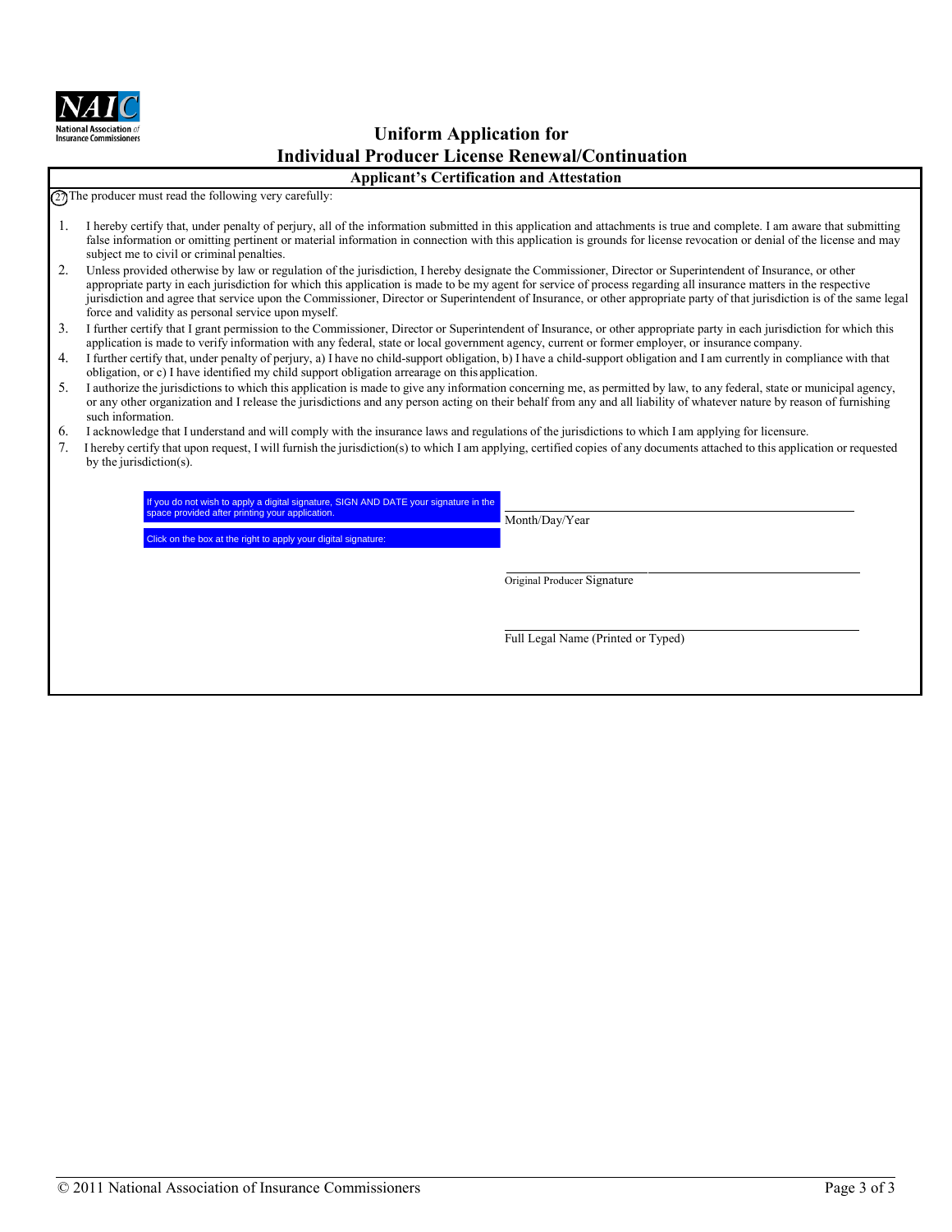**NAIC**
National Association of Insurance Commissioners

# Uniform Application for
# Individual Producer License Renewal/Continuation

## Applicant's Certification and Attestation

(27) The producer must read the following very carefully:

1. I hereby certify that, under penalty of perjury, all of the information submitted in this application and attachments is true and complete. I am aware that submitting false information or omitting pertinent or material information in connection with this application is grounds for license revocation or denial of the license and may subject me to civil or criminal penalties.
2. Unless provided otherwise by law or regulation of the jurisdiction, I hereby designate the Commissioner, Director or Superintendent of Insurance, or other appropriate party in each jurisdiction for which this application is made to be my agent for service of process regarding all insurance matters in the respective jurisdiction and agree that service upon the Commissioner, Director or Superintendent of Insurance, or other appropriate party of that jurisdiction is of the same legal force and validity as personal service upon myself.
3. I further certify that I grant permission to the Commissioner, Director or Superintendent of Insurance, or other appropriate party in each jurisdiction for which this application is made to verify information with any federal, state or local government agency, current or former employer, or insurance company.
4. I further certify that, under penalty of perjury, a) I have no child-support obligation, b) I have a child-support obligation and I am currently in compliance with that obligation, or c) I have identified my child support obligation arrearage on this application.
5. I authorize the jurisdictions to which this application is made to give any information concerning me, as permitted by law, to any federal, state or municipal agency, or any other organization and I release the jurisdictions and any person acting on their behalf from any and all liability of whatever nature by reason of furnishing such information.
6. I acknowledge that I understand and will comply with the insurance laws and regulations of the jurisdictions to which I am applying for licensure.
7. I hereby certify that upon request, I will furnish the jurisdiction(s) to which I am applying, certified copies of any documents attached to this application or requested by the jurisdiction(s).

If you do not wish to apply a digital signature, SIGN AND DATE your signature in the space provided after printing your application.

Click on the box at the right to apply your digital signature:

______________________________
Month/Day/Year

______________________________
Original Producer Signature

______________________________
Full Legal Name (Printed or Typed)

© 2011 National Association of Insurance Commissioners